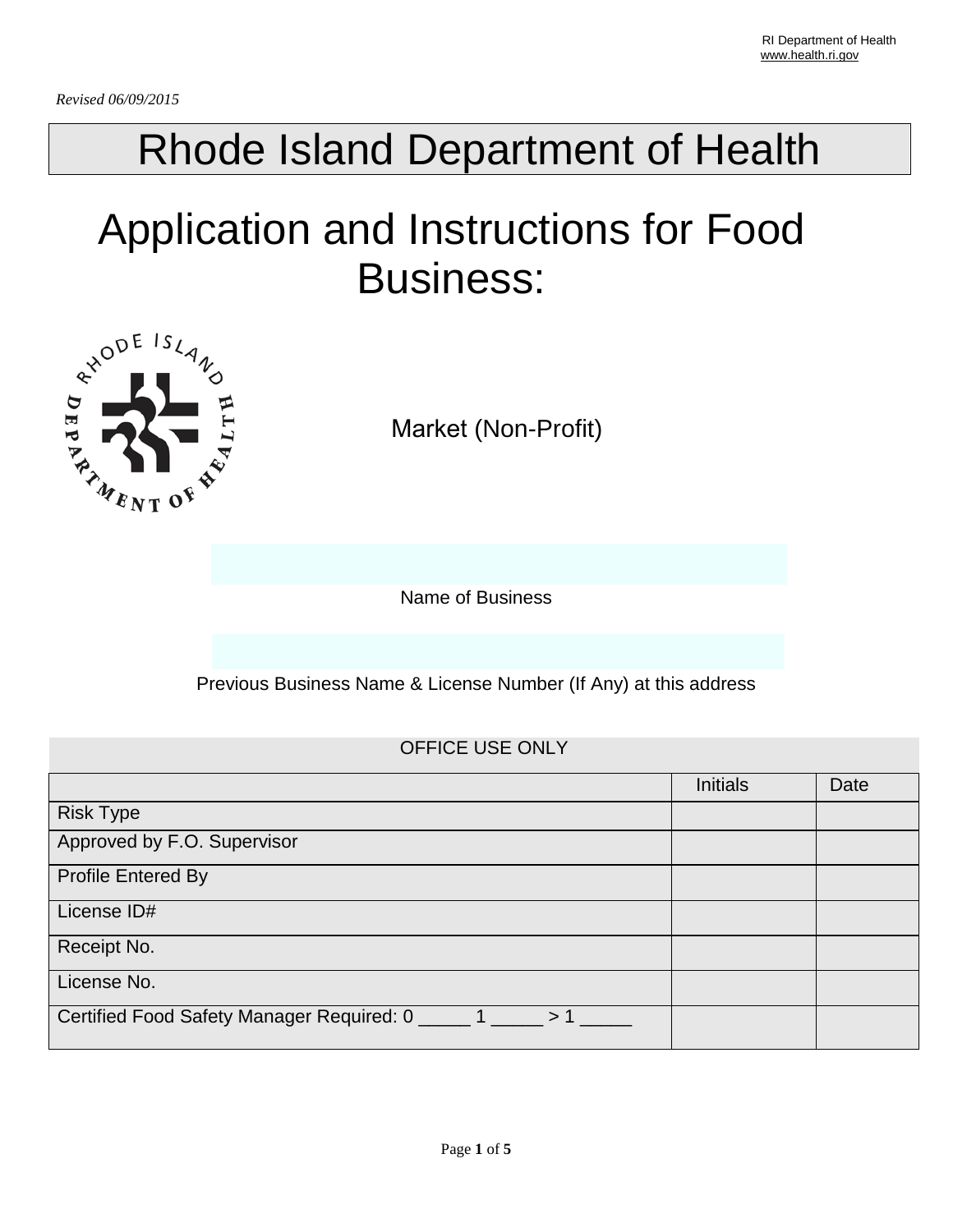RI Department of Health
www.health.ri.gov

*Revised 06/09/2015*

# Rhode Island Department of Health

# Application and Instructions for Food Business:

Market (Non-Profit)

Name of Business

Previous Business Name & License Number (If Any) at this address

| OFFICE USE ONLY | | |
|---|---|---|
| | Initials | Date |
| Risk Type | | |
| Approved by F.O. Supervisor | | |
| Profile Entered By | | |
| License ID# | | |
| Receipt No. | | |
| License No. | | |
| Certified Food Safety Manager Required: 0 _____ 1 _____ > 1 _____ | | |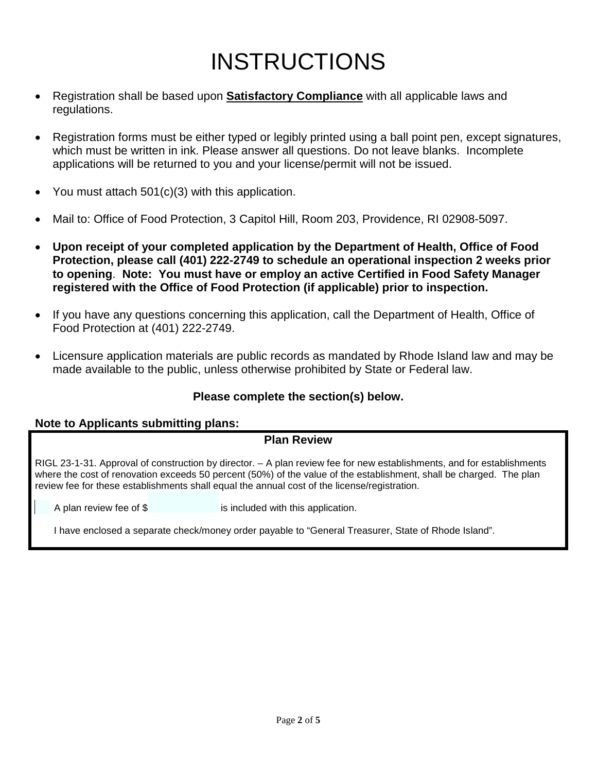# INSTRUCTIONS

- Registration shall be based upon **Satisfactory Compliance** with all applicable laws and regulations.
- Registration forms must be either typed or legibly printed using a ball point pen, except signatures, which must be written in ink. Please answer all questions. Do not leave blanks. Incomplete applications will be returned to you and your license/permit will not be issued.
- You must attach 501(c)(3) with this application.
- Mail to: Office of Food Protection, 3 Capitol Hill, Room 203, Providence, RI 02908-5097.
- **Upon receipt of your completed application by the Department of Health, Office of Food Protection, please call (401) 222-2749 to schedule an operational inspection 2 weeks prior to opening. Note: You must have or employ an active Certified in Food Safety Manager registered with the Office of Food Protection (if applicable) prior to inspection.**
- If you have any questions concerning this application, call the Department of Health, Office of Food Protection at (401) 222-2749.
- Licensure application materials are public records as mandated by Rhode Island law and may be made available to the public, unless otherwise prohibited by State or Federal law.

**Please complete the section(s) below.**

**Note to Applicants submitting plans:**

**Plan Review**

RIGL 23-1-31. Approval of construction by director. – A plan review fee for new establishments, and for establishments where the cost of renovation exceeds 50 percent (50%) of the value of the establishment, shall be charged. The plan review fee for these establishments shall equal the annual cost of the license/registration.

☐ A plan review fee of $ __________ is included with this application.

I have enclosed a separate check/money order payable to "General Treasurer, State of Rhode Island".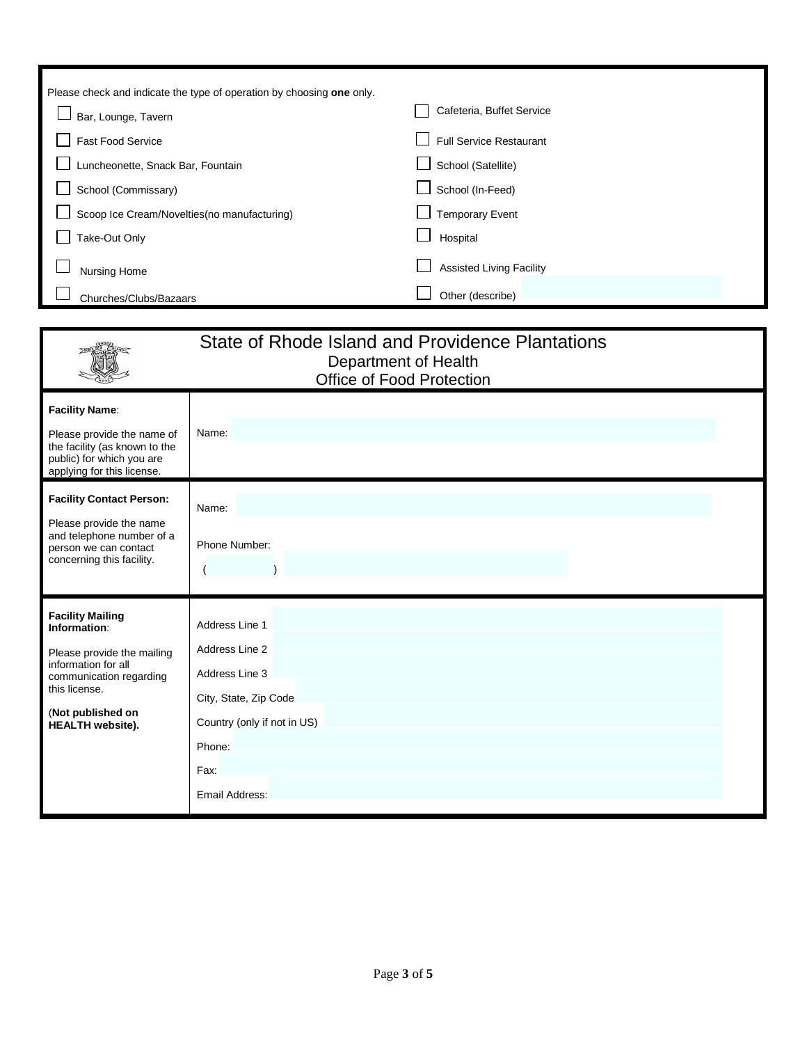Please check and indicate the type of operation by choosing **one** only.

| | |
|---|---|
| ☐ Bar, Lounge, Tavern | ☐ Cafeteria, Buffet Service |
| ☐ Fast Food Service | ☐ Full Service Restaurant |
| ☐ Luncheonette, Snack Bar, Fountain | ☐ School (Satellite) |
| ☐ School (Commissary) | ☐ School (In-Feed) |
| ☐ Scoop Ice Cream/Novelties(no manufacturing) | ☐ Temporary Event |
| ☐ Take-Out Only | ☐ Hospital |
| ☐ Nursing Home | ☐ Assisted Living Facility |
| ☐ Churches/Clubs/Bazaars | ☐ Other (describe) |

# State of Rhode Island and Providence Plantations

## Department of Health

## Office of Food Protection

| | |
|---|---|
| **Facility Name**: Please provide the name of the facility (as known to the public) for which you are applying for this license. | Name: |
| **Facility Contact Person:** Please provide the name and telephone number of a person we can contact concerning this facility. | Name: <br> Phone Number: ( ) |
| **Facility Mailing Information**: Please provide the mailing information for all communication regarding this license. (**Not published on HEALTH website).** | Address Line 1 <br> Address Line 2 <br> Address Line 3 <br> City, State, Zip Code <br> Country (only if not in US) <br> Phone: <br> Fax: <br> Email Address: |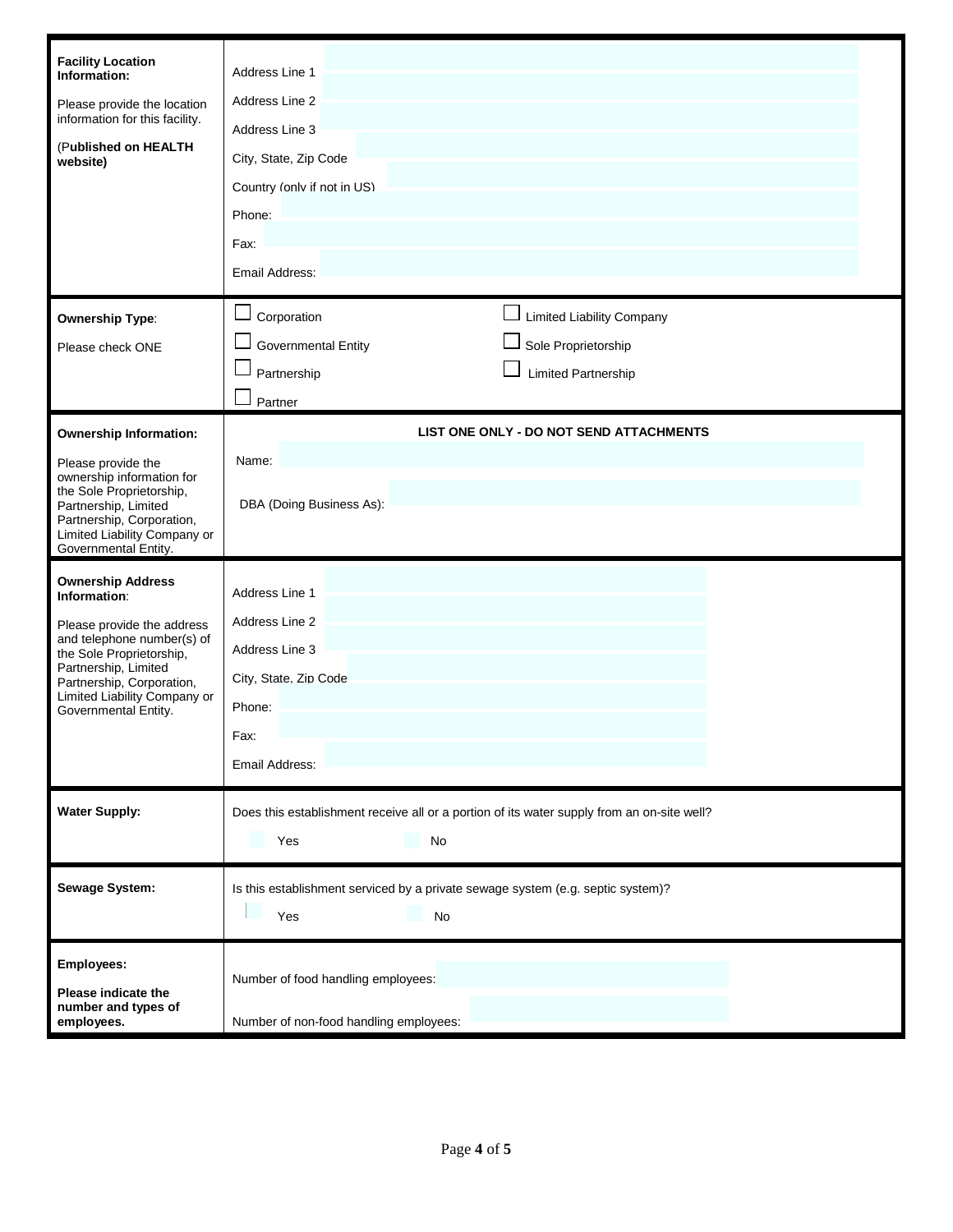| | |
|---|---|
| **Facility Location Information:**<br><br>Please provide the location information for this facility.<br><br>(**Published on HEALTH website)** | Address Line 1<br>Address Line 2<br>Address Line 3<br>City, State, Zip Code<br>Country (only if not in US)<br>Phone:<br>Fax:<br>Email Address: |
| **Ownership Type**:<br><br>Please check ONE | ☐ Corporation ☐ Limited Liability Company<br>☐ Governmental Entity ☐ Sole Proprietorship<br>☐ Partnership ☐ Limited Partnership<br>☐ Partner |
| **Ownership Information:**<br><br>Please provide the ownership information for the Sole Proprietorship, Partnership, Limited Partnership, Corporation, Limited Liability Company or Governmental Entity. | **LIST ONE ONLY - DO NOT SEND ATTACHMENTS**<br><br>Name:<br><br>DBA (Doing Business As): |
| **Ownership Address Information**:<br><br>Please provide the address and telephone number(s) of the Sole Proprietorship, Partnership, Limited Partnership, Corporation, Limited Liability Company or Governmental Entity. | Address Line 1<br>Address Line 2<br>Address Line 3<br>City, State, Zip Code<br>Phone:<br>Fax:<br>Email Address: |
| **Water Supply:** | Does this establishment receive all or a portion of its water supply from an on-site well?<br><br>☐ Yes ☐ No |
| **Sewage System:** | Is this establishment serviced by a private sewage system (e.g. septic system)?<br><br>☐ Yes ☐ No |
| **Employees:**<br><br>**Please indicate the number and types of employees.** | Number of food handling employees:<br><br>Number of non-food handling employees: |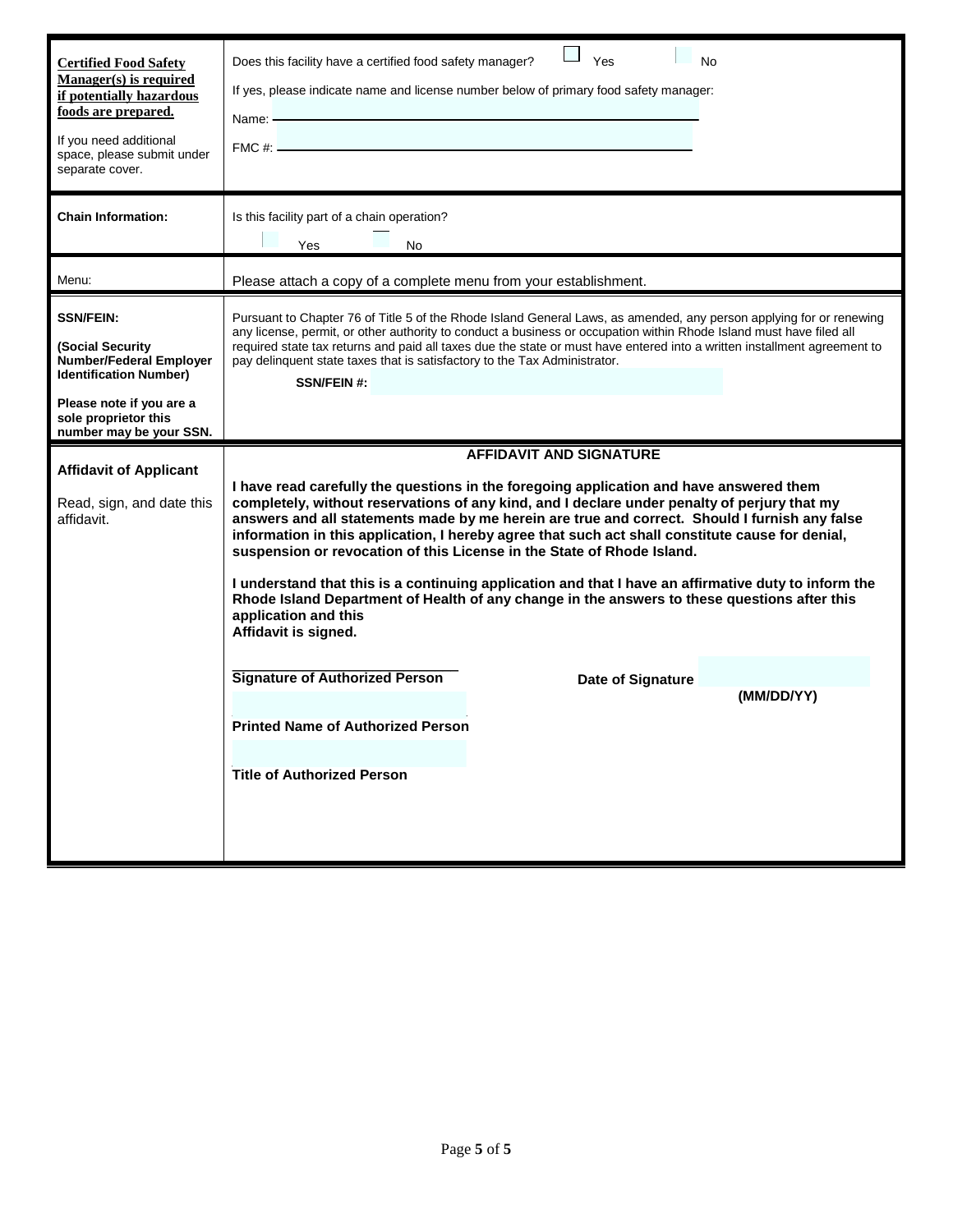| | |
|---|---|
| **Certified Food Safety Manager(s) is required if potentially hazardous foods are prepared.**<br><br>If you need additional space, please submit under separate cover. | Does this facility have a certified food safety manager? ☐ Yes ☐ No<br><br>If yes, please indicate name and license number below of primary food safety manager:<br><br>Name: ______________________________<br><br>FMC #: ______________________________ |
| **Chain Information:** | Is this facility part of a chain operation?<br><br>☐ Yes ☐ No |
| Menu: | Please attach a copy of a complete menu from your establishment. |
| **SSN/FEIN:**<br><br>**(Social Security Number/Federal Employer Identification Number)**<br><br>**Please note if you are a sole proprietor this number may be your SSN.** | Pursuant to Chapter 76 of Title 5 of the Rhode Island General Laws, as amended, any person applying for or renewing any license, permit, or other authority to conduct a business or occupation within Rhode Island must have filed all required state tax returns and paid all taxes due the state or must have entered into a written installment agreement to pay delinquent state taxes that is satisfactory to the Tax Administrator.<br><br>**SSN/FEIN #:** |
| **Affidavit of Applicant**<br><br>Read, sign, and date this affidavit. | **AFFIDAVIT AND SIGNATURE**<br><br>**I have read carefully the questions in the foregoing application and have answered them completely, without reservations of any kind, and I declare under penalty of perjury that my answers and all statements made by me herein are true and correct. Should I furnish any false information in this application, I hereby agree that such act shall constitute cause for denial, suspension or revocation of this License in the State of Rhode Island.**<br><br>**I understand that this is a continuing application and that I have an affirmative duty to inform the Rhode Island Department of Health of any change in the answers to these questions after this application and this Affidavit is signed.**<br><br>______________________________<br>**Signature of Authorized Person** &nbsp;&nbsp;&nbsp; **Date of Signature** ______________ **(MM/DD/YY)**<br><br>**Printed Name of Authorized Person**<br><br>**Title of Authorized Person** |